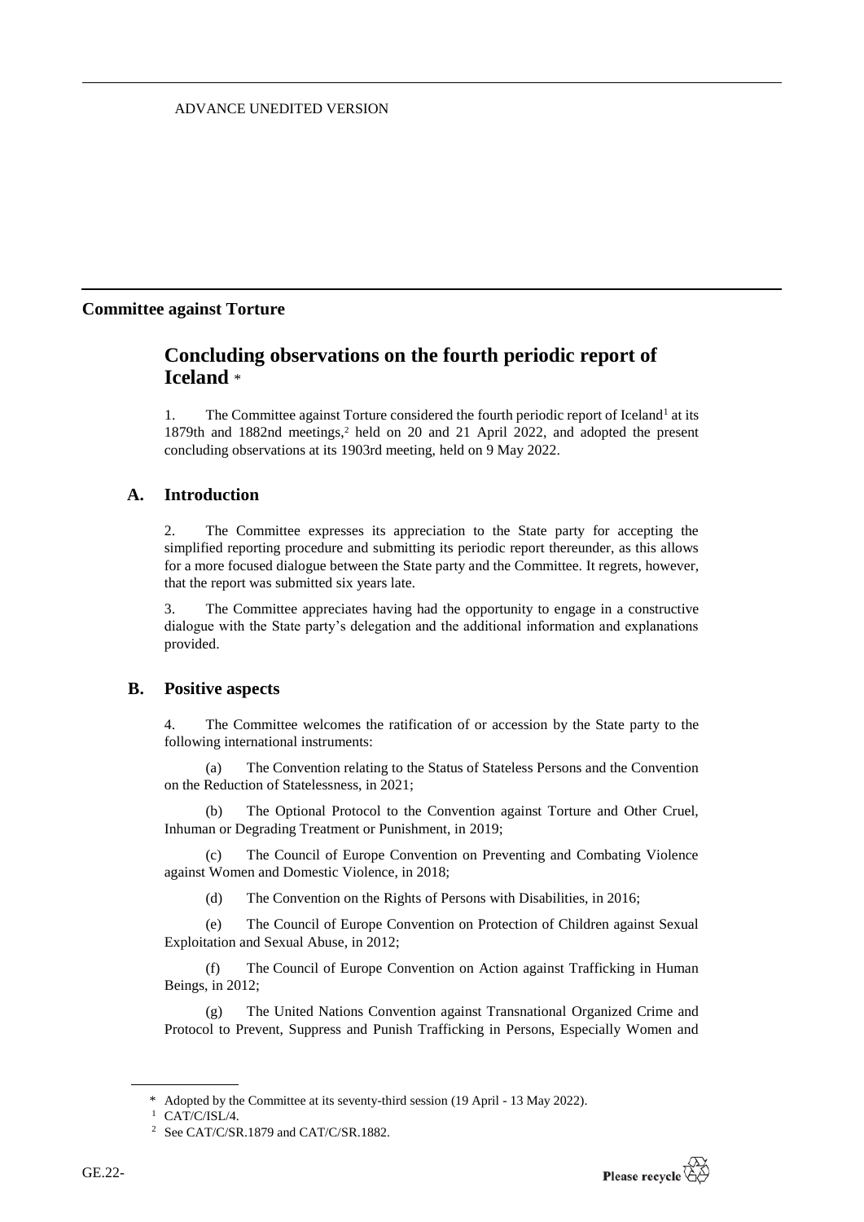ADVANCE UNEDITED VERSION

## Committee against Torture

# Concluding observations on the fourth periodic report of Iceland *

1. The Committee against Torture considered the fourth periodic report of Iceland[1] at its 1879th and 1882nd meetings,[2] held on 20 and 21 April 2022, and adopted the present concluding observations at its 1903rd meeting, held on 9 May 2022.

## A. Introduction

2. The Committee expresses its appreciation to the State party for accepting the simplified reporting procedure and submitting its periodic report thereunder, as this allows for a more focused dialogue between the State party and the Committee. It regrets, however, that the report was submitted six years late.

3. The Committee appreciates having had the opportunity to engage in a constructive dialogue with the State party's delegation and the additional information and explanations provided.

## B. Positive aspects

4. The Committee welcomes the ratification of or accession by the State party to the following international instruments:

(a) The Convention relating to the Status of Stateless Persons and the Convention on the Reduction of Statelessness, in 2021;

(b) The Optional Protocol to the Convention against Torture and Other Cruel, Inhuman or Degrading Treatment or Punishment, in 2019;

(c) The Council of Europe Convention on Preventing and Combating Violence against Women and Domestic Violence, in 2018;

(d) The Convention on the Rights of Persons with Disabilities, in 2016;

(e) The Council of Europe Convention on Protection of Children against Sexual Exploitation and Sexual Abuse, in 2012;

(f) The Council of Europe Convention on Action against Trafficking in Human Beings, in 2012;

(g) The United Nations Convention against Transnational Organized Crime and Protocol to Prevent, Suppress and Punish Trafficking in Persons, Especially Women and

---

\* Adopted by the Committee at its seventy-third session (19 April - 13 May 2022).

[1] CAT/C/ISL/4.

[2] See CAT/C/SR.1879 and CAT/C/SR.1882.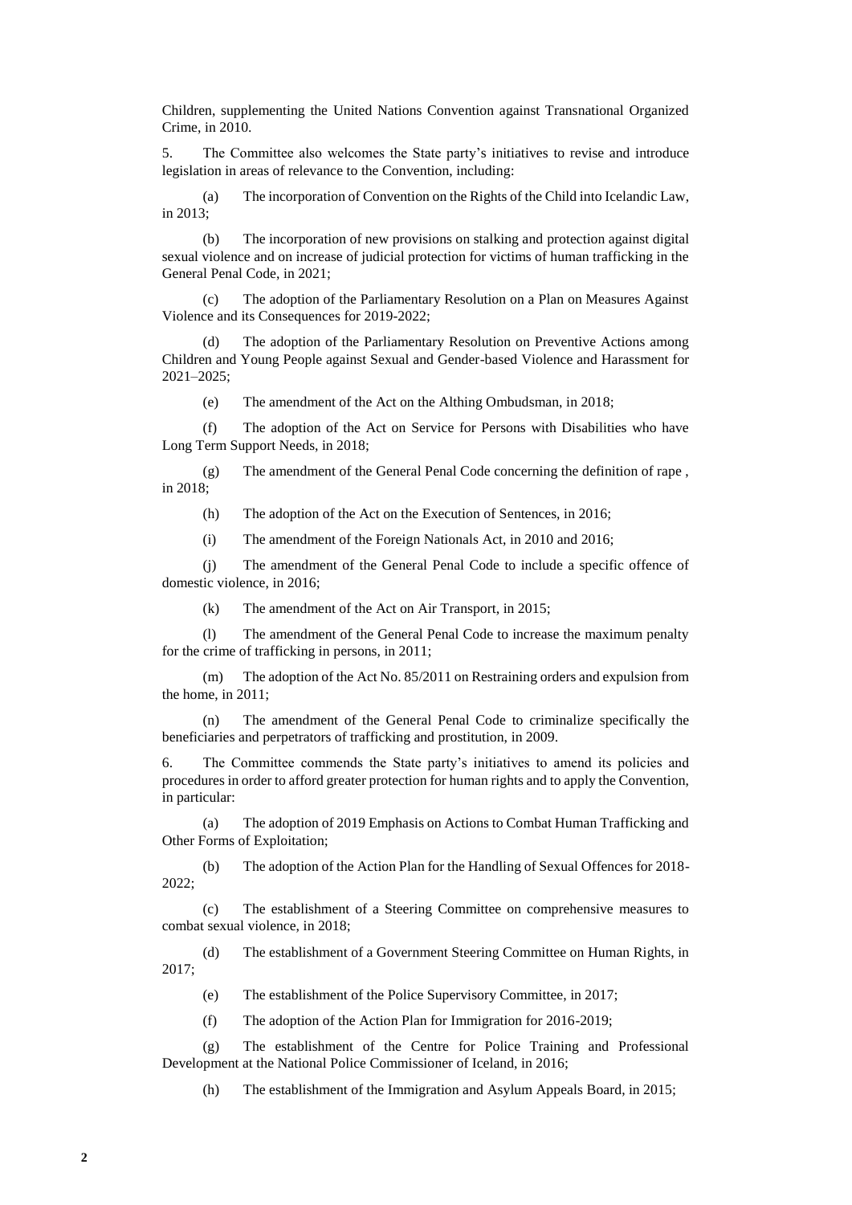Children, supplementing the United Nations Convention against Transnational Organized Crime, in 2010.

5. The Committee also welcomes the State party's initiatives to revise and introduce legislation in areas of relevance to the Convention, including:

(a) The incorporation of Convention on the Rights of the Child into Icelandic Law, in 2013;

(b) The incorporation of new provisions on stalking and protection against digital sexual violence and on increase of judicial protection for victims of human trafficking in the General Penal Code, in 2021;

(c) The adoption of the Parliamentary Resolution on a Plan on Measures Against Violence and its Consequences for 2019-2022;

(d) The adoption of the Parliamentary Resolution on Preventive Actions among Children and Young People against Sexual and Gender-based Violence and Harassment for 2021–2025;

(e) The amendment of the Act on the Althing Ombudsman, in 2018;

(f) The adoption of the Act on Service for Persons with Disabilities who have Long Term Support Needs, in 2018;

(g) The amendment of the General Penal Code concerning the definition of rape , in 2018;

(h) The adoption of the Act on the Execution of Sentences, in 2016;

(i) The amendment of the Foreign Nationals Act, in 2010 and 2016;

(j) The amendment of the General Penal Code to include a specific offence of domestic violence, in 2016;

(k) The amendment of the Act on Air Transport, in 2015;

(l) The amendment of the General Penal Code to increase the maximum penalty for the crime of trafficking in persons, in 2011;

(m) The adoption of the Act No. 85/2011 on Restraining orders and expulsion from the home, in 2011;

(n) The amendment of the General Penal Code to criminalize specifically the beneficiaries and perpetrators of trafficking and prostitution, in 2009.

6. The Committee commends the State party's initiatives to amend its policies and procedures in order to afford greater protection for human rights and to apply the Convention, in particular:

(a) The adoption of 2019 Emphasis on Actions to Combat Human Trafficking and Other Forms of Exploitation;

(b) The adoption of the Action Plan for the Handling of Sexual Offences for 2018-2022;

(c) The establishment of a Steering Committee on comprehensive measures to combat sexual violence, in 2018;

(d) The establishment of a Government Steering Committee on Human Rights, in 2017;

(e) The establishment of the Police Supervisory Committee, in 2017;

(f) The adoption of the Action Plan for Immigration for 2016-2019;

(g) The establishment of the Centre for Police Training and Professional Development at the National Police Commissioner of Iceland, in 2016;

(h) The establishment of the Immigration and Asylum Appeals Board, in 2015;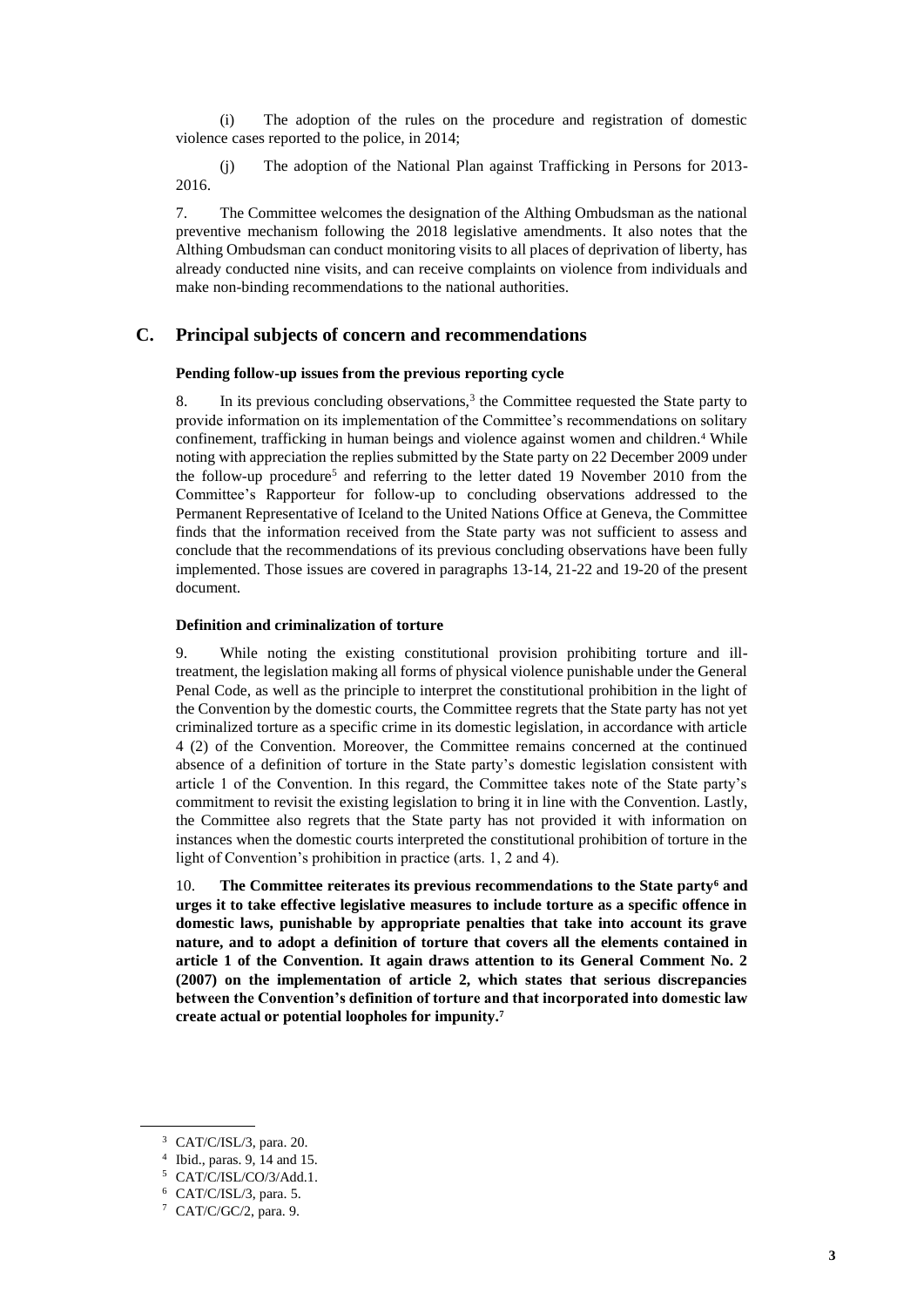(i) The adoption of the rules on the procedure and registration of domestic violence cases reported to the police, in 2014;

(j) The adoption of the National Plan against Trafficking in Persons for 2013-2016.

7. The Committee welcomes the designation of the Althing Ombudsman as the national preventive mechanism following the 2018 legislative amendments. It also notes that the Althing Ombudsman can conduct monitoring visits to all places of deprivation of liberty, has already conducted nine visits, and can receive complaints on violence from individuals and make non-binding recommendations to the national authorities.

## C. Principal subjects of concern and recommendations

#### Pending follow-up issues from the previous reporting cycle

8. In its previous concluding observations,[3] the Committee requested the State party to provide information on its implementation of the Committee's recommendations on solitary confinement, trafficking in human beings and violence against women and children.[4] While noting with appreciation the replies submitted by the State party on 22 December 2009 under the follow-up procedure[5] and referring to the letter dated 19 November 2010 from the Committee's Rapporteur for follow-up to concluding observations addressed to the Permanent Representative of Iceland to the United Nations Office at Geneva, the Committee finds that the information received from the State party was not sufficient to assess and conclude that the recommendations of its previous concluding observations have been fully implemented. Those issues are covered in paragraphs 13-14, 21-22 and 19-20 of the present document.

#### Definition and criminalization of torture

9. While noting the existing constitutional provision prohibiting torture and ill-treatment, the legislation making all forms of physical violence punishable under the General Penal Code, as well as the principle to interpret the constitutional prohibition in the light of the Convention by the domestic courts, the Committee regrets that the State party has not yet criminalized torture as a specific crime in its domestic legislation, in accordance with article 4 (2) of the Convention. Moreover, the Committee remains concerned at the continued absence of a definition of torture in the State party's domestic legislation consistent with article 1 of the Convention. In this regard, the Committee takes note of the State party's commitment to revisit the existing legislation to bring it in line with the Convention. Lastly, the Committee also regrets that the State party has not provided it with information on instances when the domestic courts interpreted the constitutional prohibition of torture in the light of Convention's prohibition in practice (arts. 1, 2 and 4).

10. **The Committee reiterates its previous recommendations to the State party[6] and urges it to take effective legislative measures to include torture as a specific offence in domestic laws, punishable by appropriate penalties that take into account its grave nature, and to adopt a definition of torture that covers all the elements contained in article 1 of the Convention. It again draws attention to its General Comment No. 2 (2007) on the implementation of article 2, which states that serious discrepancies between the Convention's definition of torture and that incorporated into domestic law create actual or potential loopholes for impunity.[7]**

---

[3] CAT/C/ISL/3, para. 20.

[4] Ibid., paras. 9, 14 and 15.

[5] CAT/C/ISL/CO/3/Add.1.

[6] CAT/C/ISL/3, para. 5.

[7] CAT/C/GC/2, para. 9.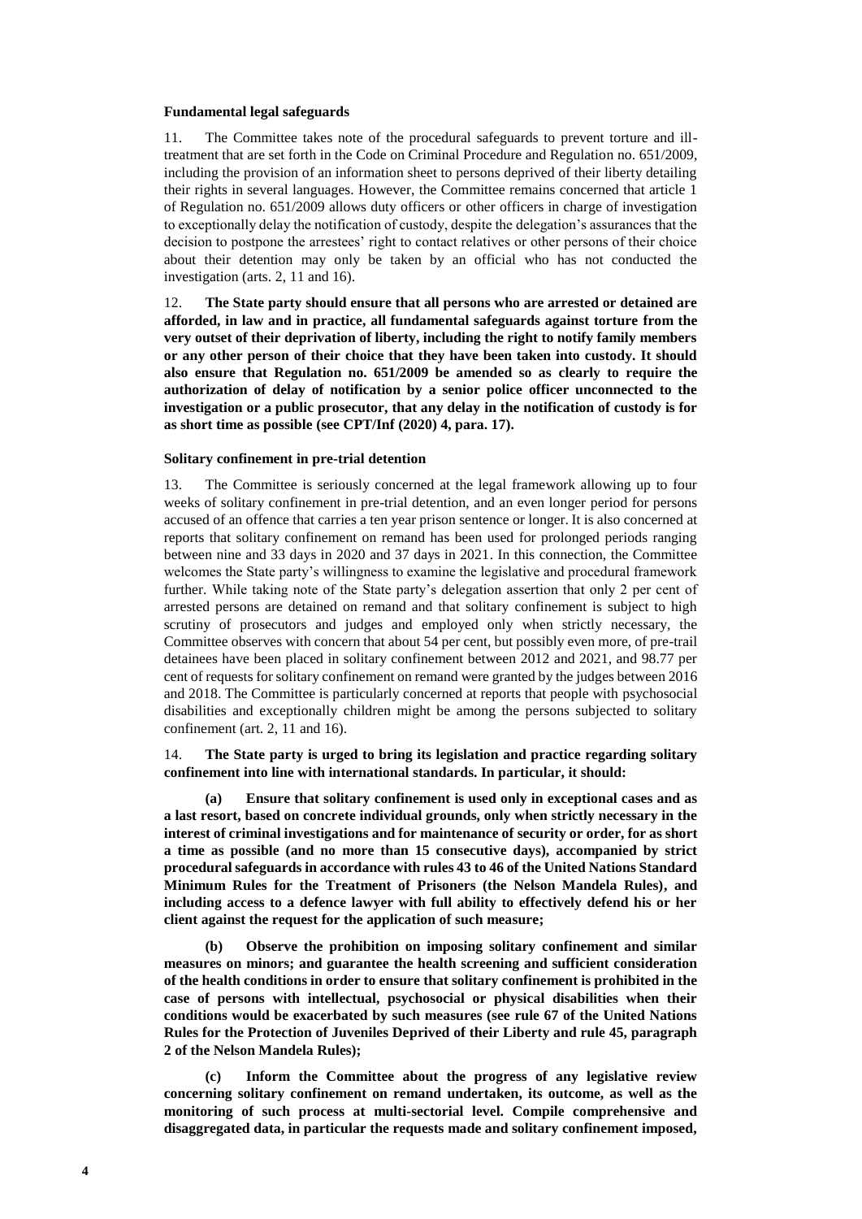### Fundamental legal safeguards

11. The Committee takes note of the procedural safeguards to prevent torture and ill-treatment that are set forth in the Code on Criminal Procedure and Regulation no. 651/2009, including the provision of an information sheet to persons deprived of their liberty detailing their rights in several languages. However, the Committee remains concerned that article 1 of Regulation no. 651/2009 allows duty officers or other officers in charge of investigation to exceptionally delay the notification of custody, despite the delegation's assurances that the decision to postpone the arrestees' right to contact relatives or other persons of their choice about their detention may only be taken by an official who has not conducted the investigation (arts. 2, 11 and 16).

12. **The State party should ensure that all persons who are arrested or detained are afforded, in law and in practice, all fundamental safeguards against torture from the very outset of their deprivation of liberty, including the right to notify family members or any other person of their choice that they have been taken into custody. It should also ensure that Regulation no. 651/2009 be amended so as clearly to require the authorization of delay of notification by a senior police officer unconnected to the investigation or a public prosecutor, that any delay in the notification of custody is for as short time as possible (see CPT/Inf (2020) 4, para. 17).**

### Solitary confinement in pre-trial detention

13. The Committee is seriously concerned at the legal framework allowing up to four weeks of solitary confinement in pre-trial detention, and an even longer period for persons accused of an offence that carries a ten year prison sentence or longer. It is also concerned at reports that solitary confinement on remand has been used for prolonged periods ranging between nine and 33 days in 2020 and 37 days in 2021. In this connection, the Committee welcomes the State party's willingness to examine the legislative and procedural framework further. While taking note of the State party's delegation assertion that only 2 per cent of arrested persons are detained on remand and that solitary confinement is subject to high scrutiny of prosecutors and judges and employed only when strictly necessary, the Committee observes with concern that about 54 per cent, but possibly even more, of pre-trail detainees have been placed in solitary confinement between 2012 and 2021, and 98.77 per cent of requests for solitary confinement on remand were granted by the judges between 2016 and 2018. The Committee is particularly concerned at reports that people with psychosocial disabilities and exceptionally children might be among the persons subjected to solitary confinement (art. 2, 11 and 16).

14. **The State party is urged to bring its legislation and practice regarding solitary confinement into line with international standards. In particular, it should:**

**(a) Ensure that solitary confinement is used only in exceptional cases and as a last resort, based on concrete individual grounds, only when strictly necessary in the interest of criminal investigations and for maintenance of security or order, for as short a time as possible (and no more than 15 consecutive days), accompanied by strict procedural safeguards in accordance with rules 43 to 46 of the United Nations Standard Minimum Rules for the Treatment of Prisoners (the Nelson Mandela Rules), and including access to a defence lawyer with full ability to effectively defend his or her client against the request for the application of such measure;**

**(b) Observe the prohibition on imposing solitary confinement and similar measures on minors; and guarantee the health screening and sufficient consideration of the health conditions in order to ensure that solitary confinement is prohibited in the case of persons with intellectual, psychosocial or physical disabilities when their conditions would be exacerbated by such measures (see rule 67 of the United Nations Rules for the Protection of Juveniles Deprived of their Liberty and rule 45, paragraph 2 of the Nelson Mandela Rules);**

**(c) Inform the Committee about the progress of any legislative review concerning solitary confinement on remand undertaken, its outcome, as well as the monitoring of such process at multi-sectorial level. Compile comprehensive and disaggregated data, in particular the requests made and solitary confinement imposed,**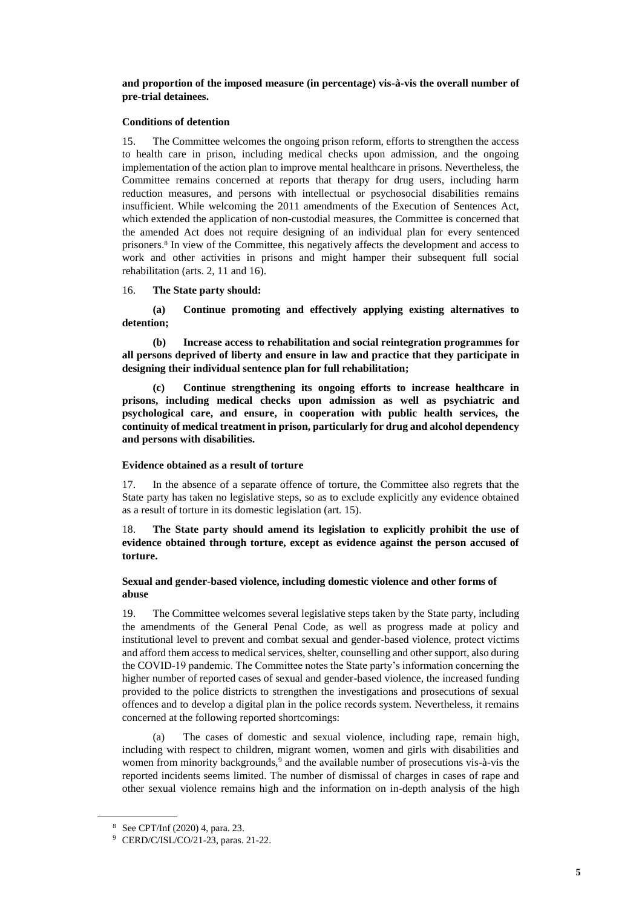**and proportion of the imposed measure (in percentage) vis-à-vis the overall number of pre-trial detainees.**

### Conditions of detention

15. The Committee welcomes the ongoing prison reform, efforts to strengthen the access to health care in prison, including medical checks upon admission, and the ongoing implementation of the action plan to improve mental healthcare in prisons. Nevertheless, the Committee remains concerned at reports that therapy for drug users, including harm reduction measures, and persons with intellectual or psychosocial disabilities remains insufficient. While welcoming the 2011 amendments of the Execution of Sentences Act, which extended the application of non-custodial measures, the Committee is concerned that the amended Act does not require designing of an individual plan for every sentenced prisoners.[8] In view of the Committee, this negatively affects the development and access to work and other activities in prisons and might hamper their subsequent full social rehabilitation (arts. 2, 11 and 16).

16. **The State party should:**

**(a) Continue promoting and effectively applying existing alternatives to detention;**

**(b) Increase access to rehabilitation and social reintegration programmes for all persons deprived of liberty and ensure in law and practice that they participate in designing their individual sentence plan for full rehabilitation;**

**(c) Continue strengthening its ongoing efforts to increase healthcare in prisons, including medical checks upon admission as well as psychiatric and psychological care, and ensure, in cooperation with public health services, the continuity of medical treatment in prison, particularly for drug and alcohol dependency and persons with disabilities.**

### Evidence obtained as a result of torture

17. In the absence of a separate offence of torture, the Committee also regrets that the State party has taken no legislative steps, so as to exclude explicitly any evidence obtained as a result of torture in its domestic legislation (art. 15).

18. **The State party should amend its legislation to explicitly prohibit the use of evidence obtained through torture, except as evidence against the person accused of torture.**

### Sexual and gender-based violence, including domestic violence and other forms of abuse

19. The Committee welcomes several legislative steps taken by the State party, including the amendments of the General Penal Code, as well as progress made at policy and institutional level to prevent and combat sexual and gender-based violence, protect victims and afford them access to medical services, shelter, counselling and other support, also during the COVID-19 pandemic. The Committee notes the State party's information concerning the higher number of reported cases of sexual and gender-based violence, the increased funding provided to the police districts to strengthen the investigations and prosecutions of sexual offences and to develop a digital plan in the police records system. Nevertheless, it remains concerned at the following reported shortcomings:

(a) The cases of domestic and sexual violence, including rape, remain high, including with respect to children, migrant women, women and girls with disabilities and women from minority backgrounds,[9] and the available number of prosecutions vis-à-vis the reported incidents seems limited. The number of dismissal of charges in cases of rape and other sexual violence remains high and the information on in-depth analysis of the high

---

[8] See CPT/Inf (2020) 4, para. 23.

[9] CERD/C/ISL/CO/21-23, paras. 21-22.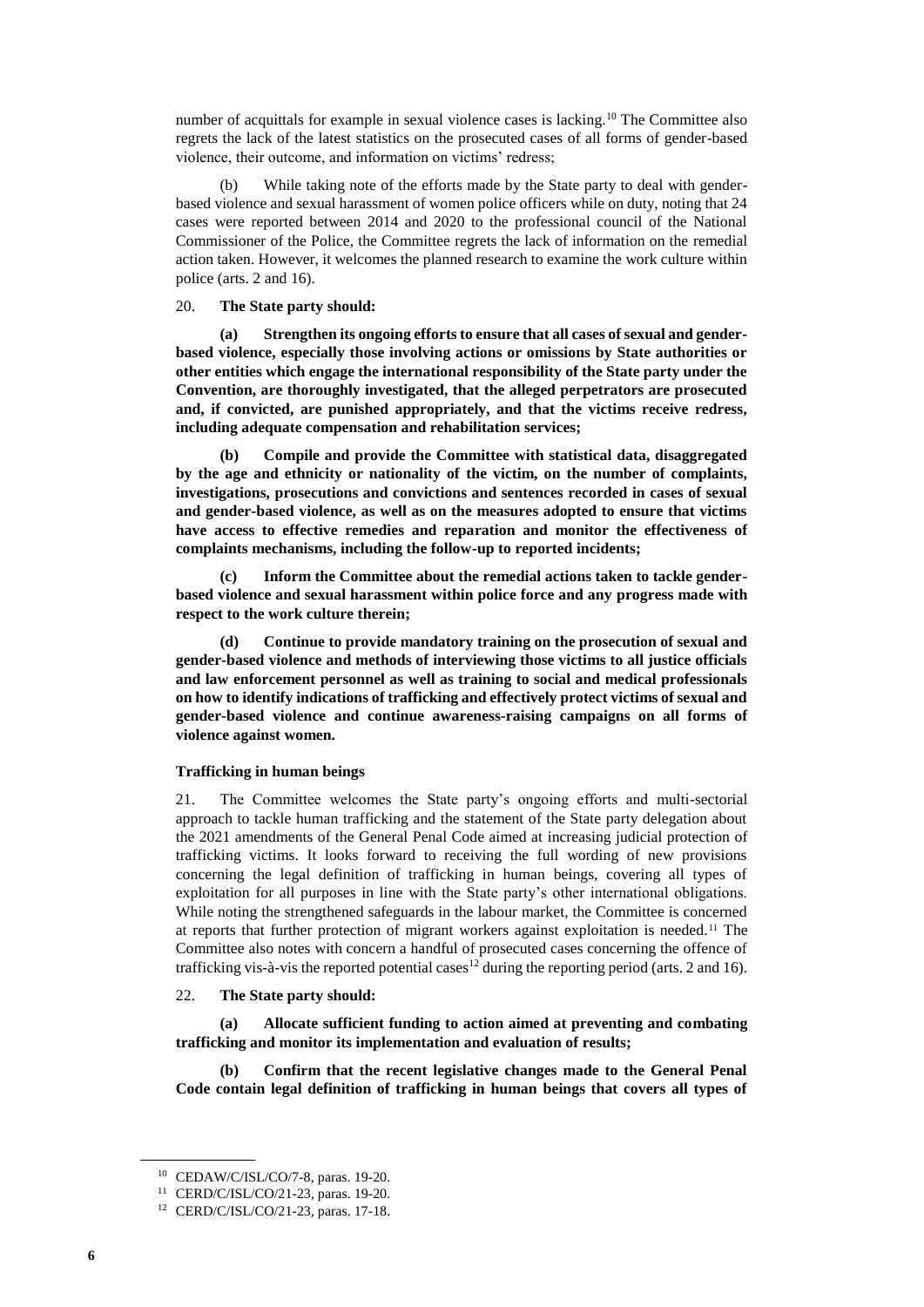number of acquittals for example in sexual violence cases is lacking.[10] The Committee also regrets the lack of the latest statistics on the prosecuted cases of all forms of gender-based violence, their outcome, and information on victims' redress;

(b) While taking note of the efforts made by the State party to deal with gender-based violence and sexual harassment of women police officers while on duty, noting that 24 cases were reported between 2014 and 2020 to the professional council of the National Commissioner of the Police, the Committee regrets the lack of information on the remedial action taken. However, it welcomes the planned research to examine the work culture within police (arts. 2 and 16).

20. **The State party should:**

**(a) Strengthen its ongoing efforts to ensure that all cases of sexual and gender-based violence, especially those involving actions or omissions by State authorities or other entities which engage the international responsibility of the State party under the Convention, are thoroughly investigated, that the alleged perpetrators are prosecuted and, if convicted, are punished appropriately, and that the victims receive redress, including adequate compensation and rehabilitation services;**

**(b) Compile and provide the Committee with statistical data, disaggregated by the age and ethnicity or nationality of the victim, on the number of complaints, investigations, prosecutions and convictions and sentences recorded in cases of sexual and gender-based violence, as well as on the measures adopted to ensure that victims have access to effective remedies and reparation and monitor the effectiveness of complaints mechanisms, including the follow-up to reported incidents;**

**(c) Inform the Committee about the remedial actions taken to tackle gender-based violence and sexual harassment within police force and any progress made with respect to the work culture therein;**

**(d) Continue to provide mandatory training on the prosecution of sexual and gender-based violence and methods of interviewing those victims to all justice officials and law enforcement personnel as well as training to social and medical professionals on how to identify indications of trafficking and effectively protect victims of sexual and gender-based violence and continue awareness-raising campaigns on all forms of violence against women.**

### Trafficking in human beings

21. The Committee welcomes the State party's ongoing efforts and multi-sectorial approach to tackle human trafficking and the statement of the State party delegation about the 2021 amendments of the General Penal Code aimed at increasing judicial protection of trafficking victims. It looks forward to receiving the full wording of new provisions concerning the legal definition of trafficking in human beings, covering all types of exploitation for all purposes in line with the State party's other international obligations. While noting the strengthened safeguards in the labour market, the Committee is concerned at reports that further protection of migrant workers against exploitation is needed.[11] The Committee also notes with concern a handful of prosecuted cases concerning the offence of trafficking vis-à-vis the reported potential cases[12] during the reporting period (arts. 2 and 16).

22. **The State party should:**

**(a) Allocate sufficient funding to action aimed at preventing and combating trafficking and monitor its implementation and evaluation of results;**

**(b) Confirm that the recent legislative changes made to the General Penal Code contain legal definition of trafficking in human beings that covers all types of**

---

[10] CEDAW/C/ISL/CO/7-8, paras. 19-20.

[11] CERD/C/ISL/CO/21-23, paras. 19-20.

[12] CERD/C/ISL/CO/21-23, paras. 17-18.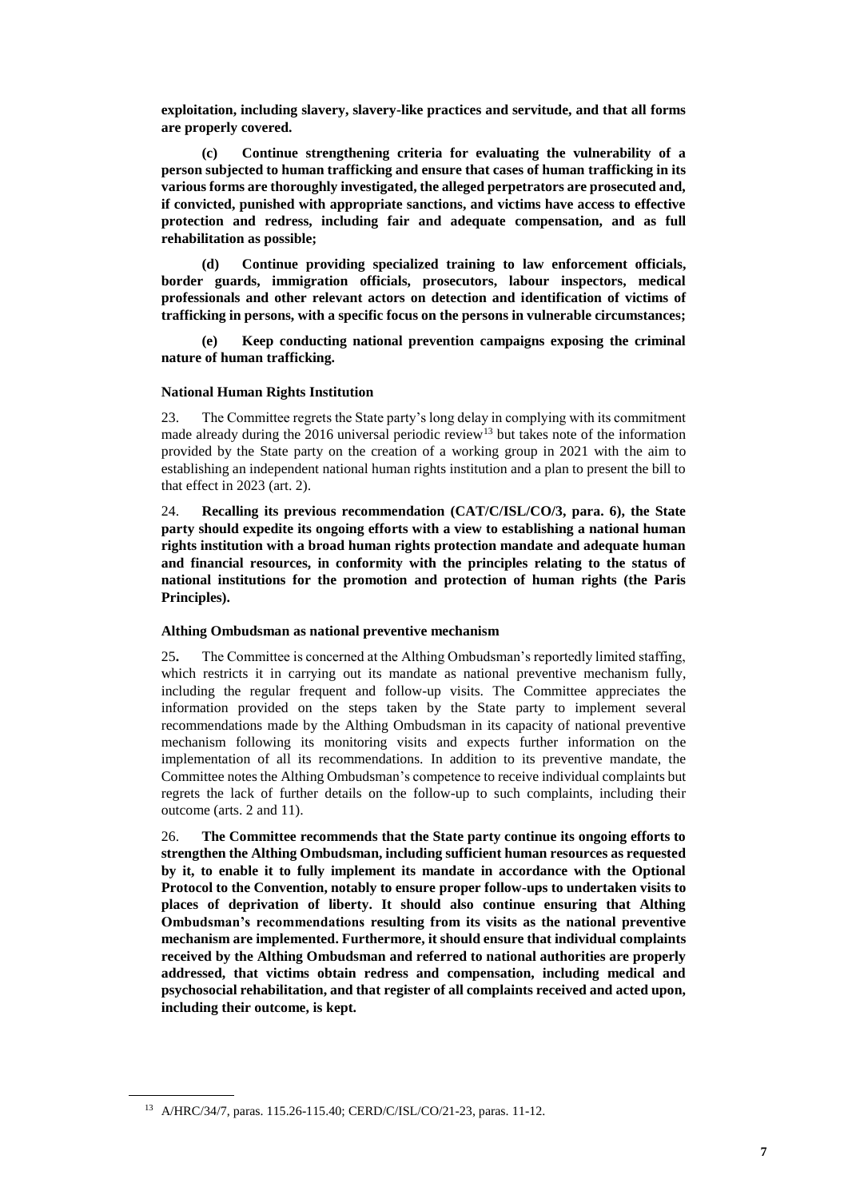**exploitation, including slavery, slavery-like practices and servitude, and that all forms are properly covered.**

**(c) Continue strengthening criteria for evaluating the vulnerability of a person subjected to human trafficking and ensure that cases of human trafficking in its various forms are thoroughly investigated, the alleged perpetrators are prosecuted and, if convicted, punished with appropriate sanctions, and victims have access to effective protection and redress, including fair and adequate compensation, and as full rehabilitation as possible;**

**(d) Continue providing specialized training to law enforcement officials, border guards, immigration officials, prosecutors, labour inspectors, medical professionals and other relevant actors on detection and identification of victims of trafficking in persons, with a specific focus on the persons in vulnerable circumstances;**

**(e) Keep conducting national prevention campaigns exposing the criminal nature of human trafficking.**

#### National Human Rights Institution

23. The Committee regrets the State party's long delay in complying with its commitment made already during the 2016 universal periodic review[13] but takes note of the information provided by the State party on the creation of a working group in 2021 with the aim to establishing an independent national human rights institution and a plan to present the bill to that effect in 2023 (art. 2).

24. **Recalling its previous recommendation (CAT/C/ISL/CO/3, para. 6), the State party should expedite its ongoing efforts with a view to establishing a national human rights institution with a broad human rights protection mandate and adequate human and financial resources, in conformity with the principles relating to the status of national institutions for the promotion and protection of human rights (the Paris Principles).**

#### Althing Ombudsman as national preventive mechanism

25**.** The Committee is concerned at the Althing Ombudsman's reportedly limited staffing, which restricts it in carrying out its mandate as national preventive mechanism fully, including the regular frequent and follow-up visits. The Committee appreciates the information provided on the steps taken by the State party to implement several recommendations made by the Althing Ombudsman in its capacity of national preventive mechanism following its monitoring visits and expects further information on the implementation of all its recommendations. In addition to its preventive mandate, the Committee notes the Althing Ombudsman's competence to receive individual complaints but regrets the lack of further details on the follow-up to such complaints, including their outcome (arts. 2 and 11).

26. **The Committee recommends that the State party continue its ongoing efforts to strengthen the Althing Ombudsman, including sufficient human resources as requested by it, to enable it to fully implement its mandate in accordance with the Optional Protocol to the Convention, notably to ensure proper follow-ups to undertaken visits to places of deprivation of liberty. It should also continue ensuring that Althing Ombudsman's recommendations resulting from its visits as the national preventive mechanism are implemented. Furthermore, it should ensure that individual complaints received by the Althing Ombudsman and referred to national authorities are properly addressed, that victims obtain redress and compensation, including medical and psychosocial rehabilitation, and that register of all complaints received and acted upon, including their outcome, is kept.**

---

[13] A/HRC/34/7, paras. 115.26-115.40; CERD/C/ISL/CO/21-23, paras. 11-12.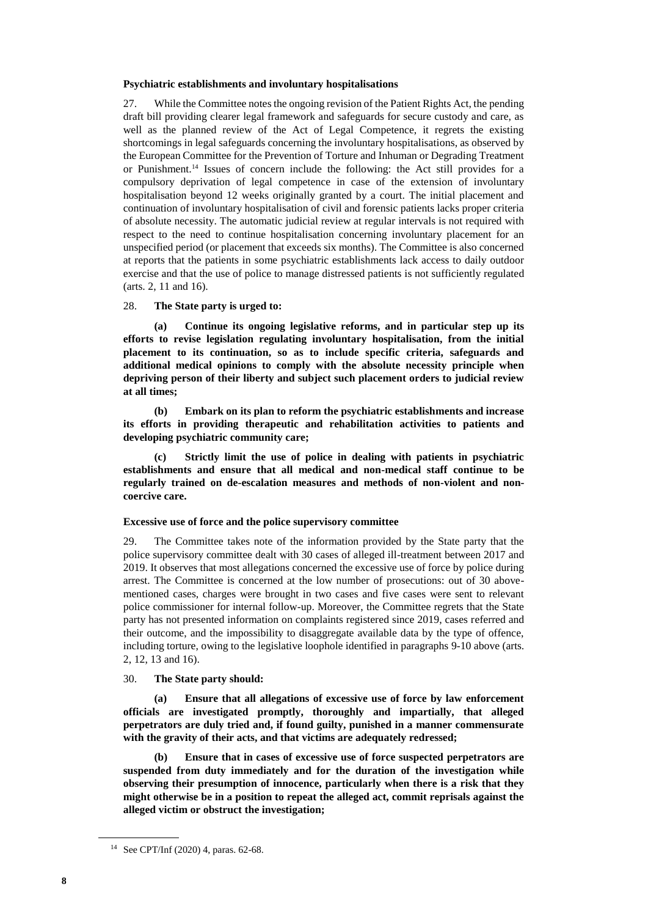**Psychiatric establishments and involuntary hospitalisations**

27. While the Committee notes the ongoing revision of the Patient Rights Act, the pending draft bill providing clearer legal framework and safeguards for secure custody and care, as well as the planned review of the Act of Legal Competence, it regrets the existing shortcomings in legal safeguards concerning the involuntary hospitalisations, as observed by the European Committee for the Prevention of Torture and Inhuman or Degrading Treatment or Punishment.[14] Issues of concern include the following: the Act still provides for a compulsory deprivation of legal competence in case of the extension of involuntary hospitalisation beyond 12 weeks originally granted by a court. The initial placement and continuation of involuntary hospitalisation of civil and forensic patients lacks proper criteria of absolute necessity. The automatic judicial review at regular intervals is not required with respect to the need to continue hospitalisation concerning involuntary placement for an unspecified period (or placement that exceeds six months). The Committee is also concerned at reports that the patients in some psychiatric establishments lack access to daily outdoor exercise and that the use of police to manage distressed patients is not sufficiently regulated (arts. 2, 11 and 16).

28. **The State party is urged to:**

**(a) Continue its ongoing legislative reforms, and in particular step up its efforts to revise legislation regulating involuntary hospitalisation, from the initial placement to its continuation, so as to include specific criteria, safeguards and additional medical opinions to comply with the absolute necessity principle when depriving person of their liberty and subject such placement orders to judicial review at all times;**

**(b) Embark on its plan to reform the psychiatric establishments and increase its efforts in providing therapeutic and rehabilitation activities to patients and developing psychiatric community care;**

**(c) Strictly limit the use of police in dealing with patients in psychiatric establishments and ensure that all medical and non-medical staff continue to be regularly trained on de-escalation measures and methods of non-violent and non-coercive care.**

**Excessive use of force and the police supervisory committee**

29. The Committee takes note of the information provided by the State party that the police supervisory committee dealt with 30 cases of alleged ill-treatment between 2017 and 2019. It observes that most allegations concerned the excessive use of force by police during arrest. The Committee is concerned at the low number of prosecutions: out of 30 above-mentioned cases, charges were brought in two cases and five cases were sent to relevant police commissioner for internal follow-up. Moreover, the Committee regrets that the State party has not presented information on complaints registered since 2019, cases referred and their outcome, and the impossibility to disaggregate available data by the type of offence, including torture, owing to the legislative loophole identified in paragraphs 9-10 above (arts. 2, 12, 13 and 16).

30. **The State party should:**

**(a) Ensure that all allegations of excessive use of force by law enforcement officials are investigated promptly, thoroughly and impartially, that alleged perpetrators are duly tried and, if found guilty, punished in a manner commensurate with the gravity of their acts, and that victims are adequately redressed;**

**(b) Ensure that in cases of excessive use of force suspected perpetrators are suspended from duty immediately and for the duration of the investigation while observing their presumption of innocence, particularly when there is a risk that they might otherwise be in a position to repeat the alleged act, commit reprisals against the alleged victim or obstruct the investigation;**

[14] See CPT/Inf (2020) 4, paras. 62-68.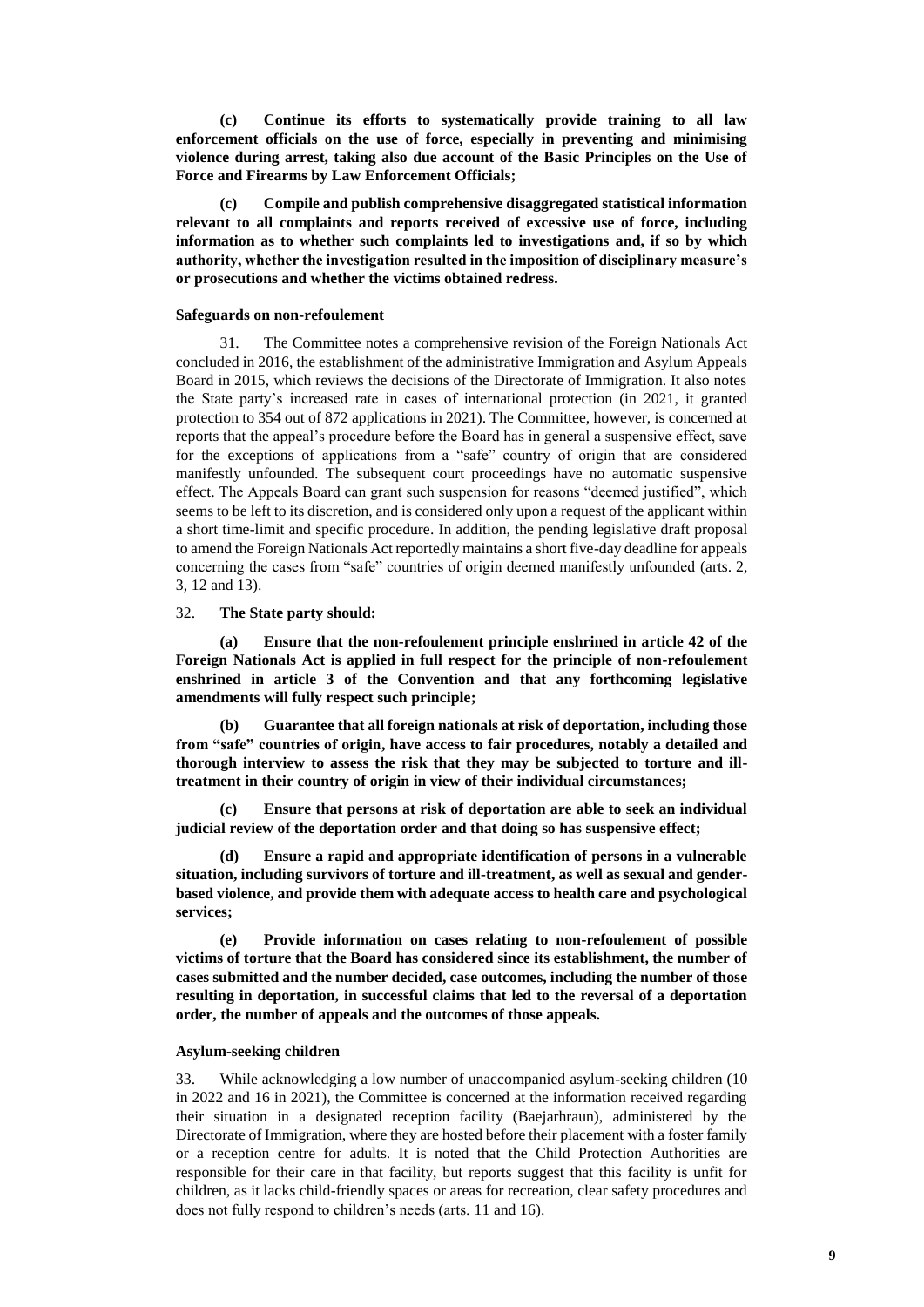**(c) Continue its efforts to systematically provide training to all law enforcement officials on the use of force, especially in preventing and minimising violence during arrest, taking also due account of the Basic Principles on the Use of Force and Firearms by Law Enforcement Officials;**

**(c) Compile and publish comprehensive disaggregated statistical information relevant to all complaints and reports received of excessive use of force, including information as to whether such complaints led to investigations and, if so by which authority, whether the investigation resulted in the imposition of disciplinary measure's or prosecutions and whether the victims obtained redress.**

#### Safeguards on non-refoulement

31. The Committee notes a comprehensive revision of the Foreign Nationals Act concluded in 2016, the establishment of the administrative Immigration and Asylum Appeals Board in 2015, which reviews the decisions of the Directorate of Immigration. It also notes the State party's increased rate in cases of international protection (in 2021, it granted protection to 354 out of 872 applications in 2021). The Committee, however, is concerned at reports that the appeal's procedure before the Board has in general a suspensive effect, save for the exceptions of applications from a "safe" country of origin that are considered manifestly unfounded. The subsequent court proceedings have no automatic suspensive effect. The Appeals Board can grant such suspension for reasons "deemed justified", which seems to be left to its discretion, and is considered only upon a request of the applicant within a short time-limit and specific procedure. In addition, the pending legislative draft proposal to amend the Foreign Nationals Act reportedly maintains a short five-day deadline for appeals concerning the cases from "safe" countries of origin deemed manifestly unfounded (arts. 2, 3, 12 and 13).

32. **The State party should:**

**(a) Ensure that the non-refoulement principle enshrined in article 42 of the Foreign Nationals Act is applied in full respect for the principle of non-refoulement enshrined in article 3 of the Convention and that any forthcoming legislative amendments will fully respect such principle;**

**(b) Guarantee that all foreign nationals at risk of deportation, including those from "safe" countries of origin, have access to fair procedures, notably a detailed and thorough interview to assess the risk that they may be subjected to torture and ill-treatment in their country of origin in view of their individual circumstances;**

**(c) Ensure that persons at risk of deportation are able to seek an individual judicial review of the deportation order and that doing so has suspensive effect;**

**(d) Ensure a rapid and appropriate identification of persons in a vulnerable situation, including survivors of torture and ill-treatment, as well as sexual and gender-based violence, and provide them with adequate access to health care and psychological services;**

**(e) Provide information on cases relating to non-refoulement of possible victims of torture that the Board has considered since its establishment, the number of cases submitted and the number decided, case outcomes, including the number of those resulting in deportation, in successful claims that led to the reversal of a deportation order, the number of appeals and the outcomes of those appeals.**

#### Asylum-seeking children

33. While acknowledging a low number of unaccompanied asylum-seeking children (10 in 2022 and 16 in 2021), the Committee is concerned at the information received regarding their situation in a designated reception facility (Baejarhraun), administered by the Directorate of Immigration, where they are hosted before their placement with a foster family or a reception centre for adults. It is noted that the Child Protection Authorities are responsible for their care in that facility, but reports suggest that this facility is unfit for children, as it lacks child-friendly spaces or areas for recreation, clear safety procedures and does not fully respond to children's needs (arts. 11 and 16).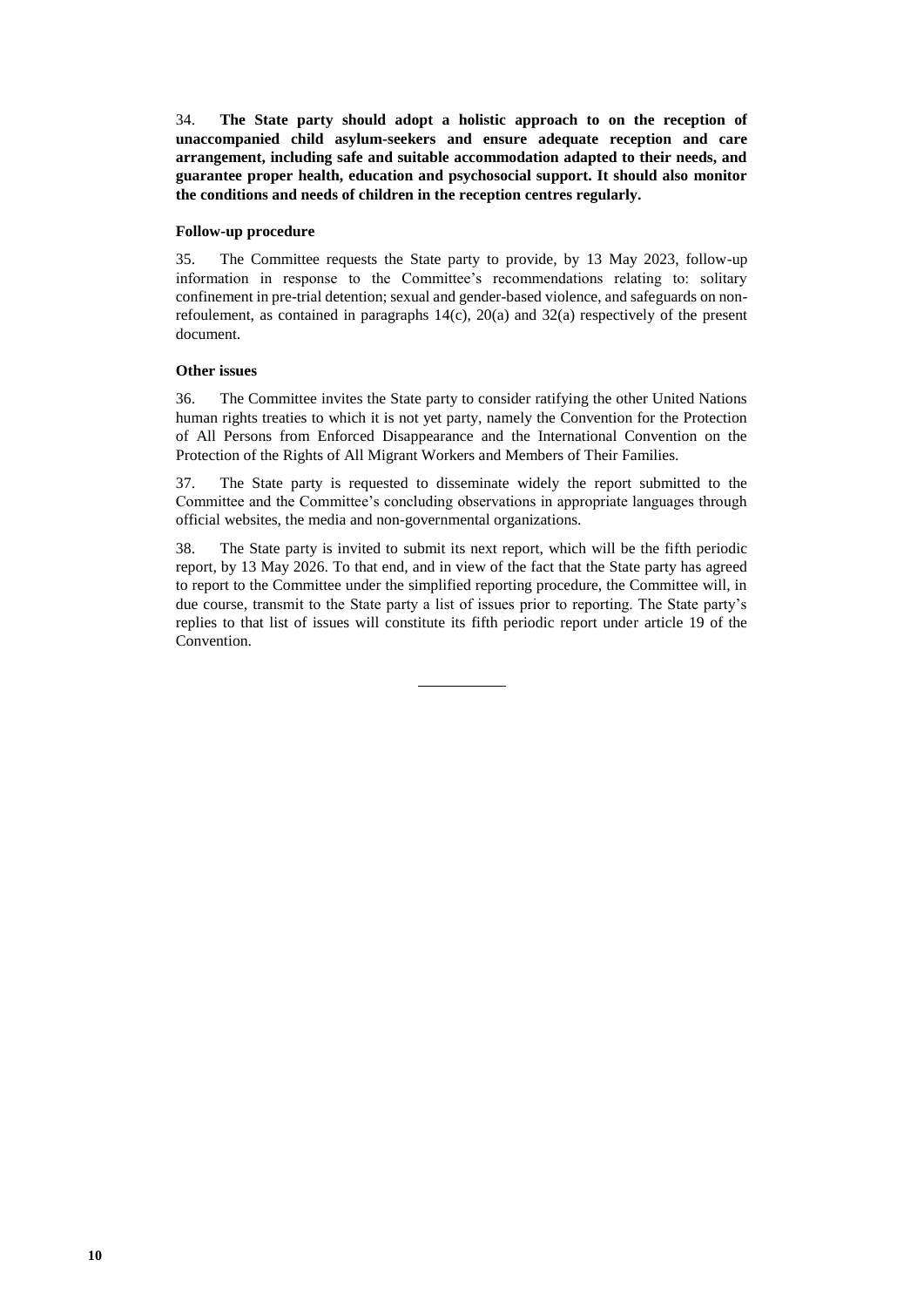34. **The State party should adopt a holistic approach to on the reception of unaccompanied child asylum-seekers and ensure adequate reception and care arrangement, including safe and suitable accommodation adapted to their needs, and guarantee proper health, education and psychosocial support. It should also monitor the conditions and needs of children in the reception centres regularly.**

### Follow-up procedure

35. The Committee requests the State party to provide, by 13 May 2023, follow-up information in response to the Committee's recommendations relating to: solitary confinement in pre-trial detention; sexual and gender-based violence, and safeguards on non-refoulement, as contained in paragraphs 14(c), 20(a) and 32(a) respectively of the present document.

### Other issues

36. The Committee invites the State party to consider ratifying the other United Nations human rights treaties to which it is not yet party, namely the Convention for the Protection of All Persons from Enforced Disappearance and the International Convention on the Protection of the Rights of All Migrant Workers and Members of Their Families.

37. The State party is requested to disseminate widely the report submitted to the Committee and the Committee's concluding observations in appropriate languages through official websites, the media and non-governmental organizations.

38. The State party is invited to submit its next report, which will be the fifth periodic report, by 13 May 2026. To that end, and in view of the fact that the State party has agreed to report to the Committee under the simplified reporting procedure, the Committee will, in due course, transmit to the State party a list of issues prior to reporting. The State party's replies to that list of issues will constitute its fifth periodic report under article 19 of the Convention.